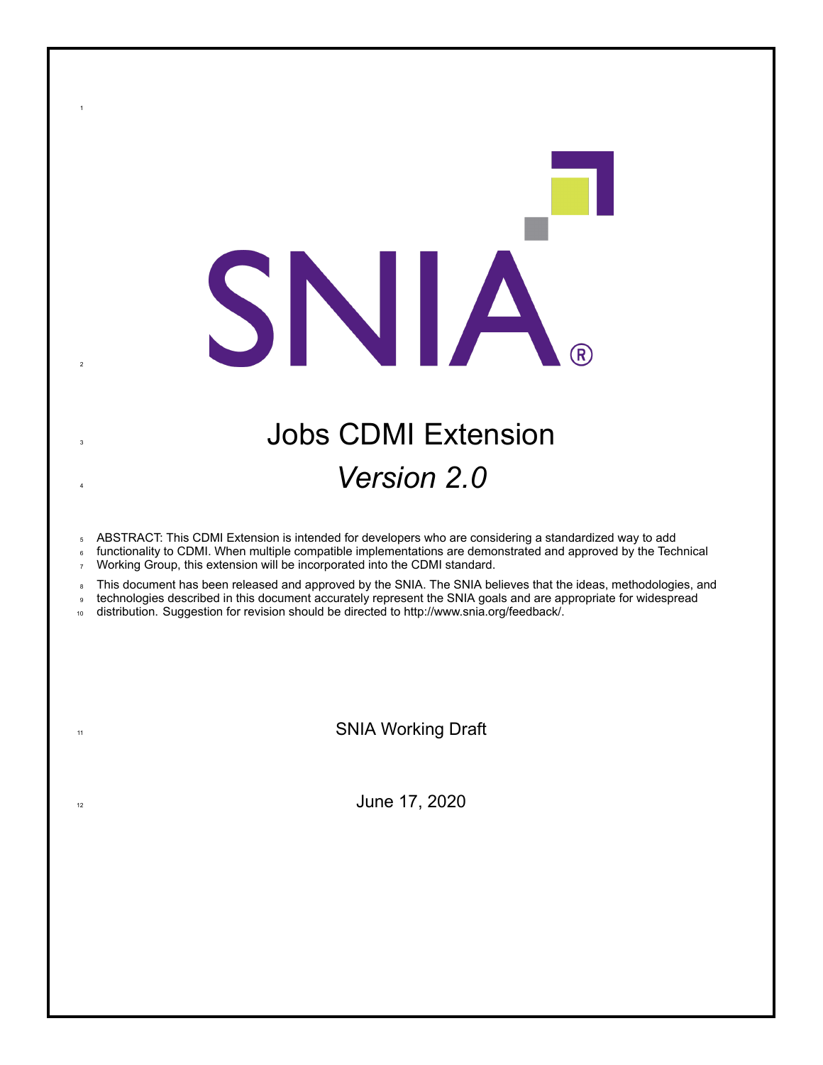# Jobs CDMI Extension

## *Version 2.0*

ABSTRACT: This CDMI Extension is intended for developers who are considering a standardized way to add functionality to CDMI. When multiple compatible implementations are demonstrated and approved by the Technical Working Group, this extension will be incorporated into the CDMI standard.

This document has been released and approved by the SNIA. The SNIA believes that the ideas, methodologies, and technologies described in this document accurately represent the SNIA goals and are appropriate for widespread distribution. Suggestion for revision should be directed to http://www.snia.org/feedback/.

SNIA Working Draft

June 17, 2020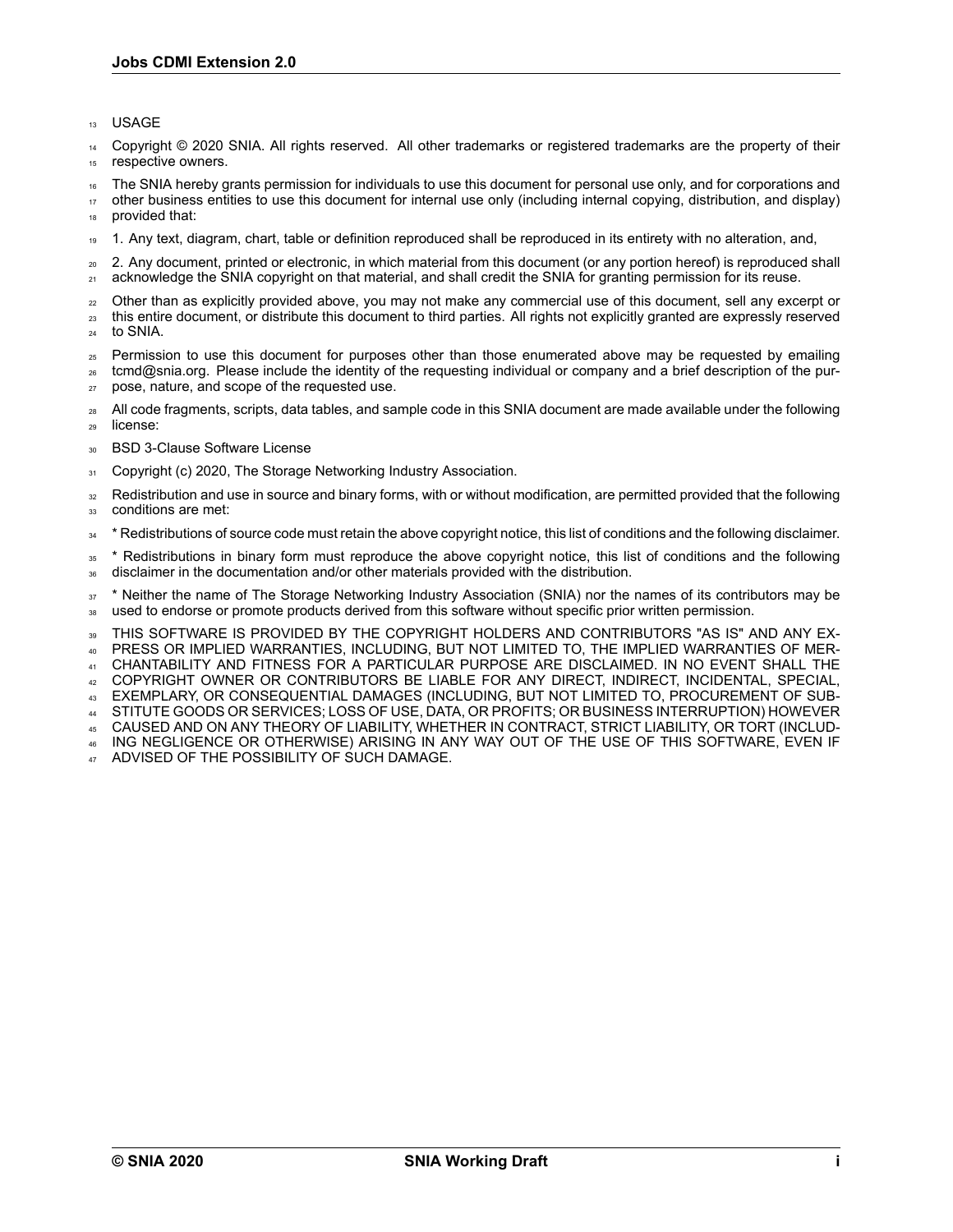USAGE

Copyright © 2020 SNIA. All rights reserved. All other trademarks or registered trademarks are the property of their respective owners.

The SNIA hereby grants permission for individuals to use this document for personal use only, and for corporations and other business entities to use this document for internal use only (including internal copying, distribution, and display) provided that:

1. Any text, diagram, chart, table or definition reproduced shall be reproduced in its entirety with no alteration, and,

2. Any document, printed or electronic, in which material from this document (or any portion hereof) is reproduced shall acknowledge the SNIA copyright on that material, and shall credit the SNIA for granting permission for its reuse.

Other than as explicitly provided above, you may not make any commercial use of this document, sell any excerpt or this entire document, or distribute this document to third parties. All rights not explicitly granted are expressly reserved to SNIA.

Permission to use this document for purposes other than those enumerated above may be requested by emailing tcmd@snia.org. Please include the identity of the requesting individual or company and a brief description of the purpose, nature, and scope of the requested use.

All code fragments, scripts, data tables, and sample code in this SNIA document are made available under the following license:

BSD 3-Clause Software License

Copyright (c) 2020, The Storage Networking Industry Association.

Redistribution and use in source and binary forms, with or without modification, are permitted provided that the following conditions are met:

* Redistributions of source code must retain the above copyright notice, this list of conditions and the following disclaimer.

* Redistributions in binary form must reproduce the above copyright notice, this list of conditions and the following disclaimer in the documentation and/or other materials provided with the distribution.

* Neither the name of The Storage Networking Industry Association (SNIA) nor the names of its contributors may be used to endorse or promote products derived from this software without specific prior written permission.

THIS SOFTWARE IS PROVIDED BY THE COPYRIGHT HOLDERS AND CONTRIBUTORS "AS IS" AND ANY EXPRESS OR IMPLIED WARRANTIES, INCLUDING, BUT NOT LIMITED TO, THE IMPLIED WARRANTIES OF MERCHANTABILITY AND FITNESS FOR A PARTICULAR PURPOSE ARE DISCLAIMED. IN NO EVENT SHALL THE COPYRIGHT OWNER OR CONTRIBUTORS BE LIABLE FOR ANY DIRECT, INDIRECT, INCIDENTAL, SPECIAL, EXEMPLARY, OR CONSEQUENTIAL DAMAGES (INCLUDING, BUT NOT LIMITED TO, PROCUREMENT OF SUBSTITUTE GOODS OR SERVICES; LOSS OF USE, DATA, OR PROFITS; OR BUSINESS INTERRUPTION) HOWEVER CAUSED AND ON ANY THEORY OF LIABILITY, WHETHER IN CONTRACT, STRICT LIABILITY, OR TORT (INCLUDING NEGLIGENCE OR OTHERWISE) ARISING IN ANY WAY OUT OF THE USE OF THIS SOFTWARE, EVEN IF ADVISED OF THE POSSIBILITY OF SUCH DAMAGE.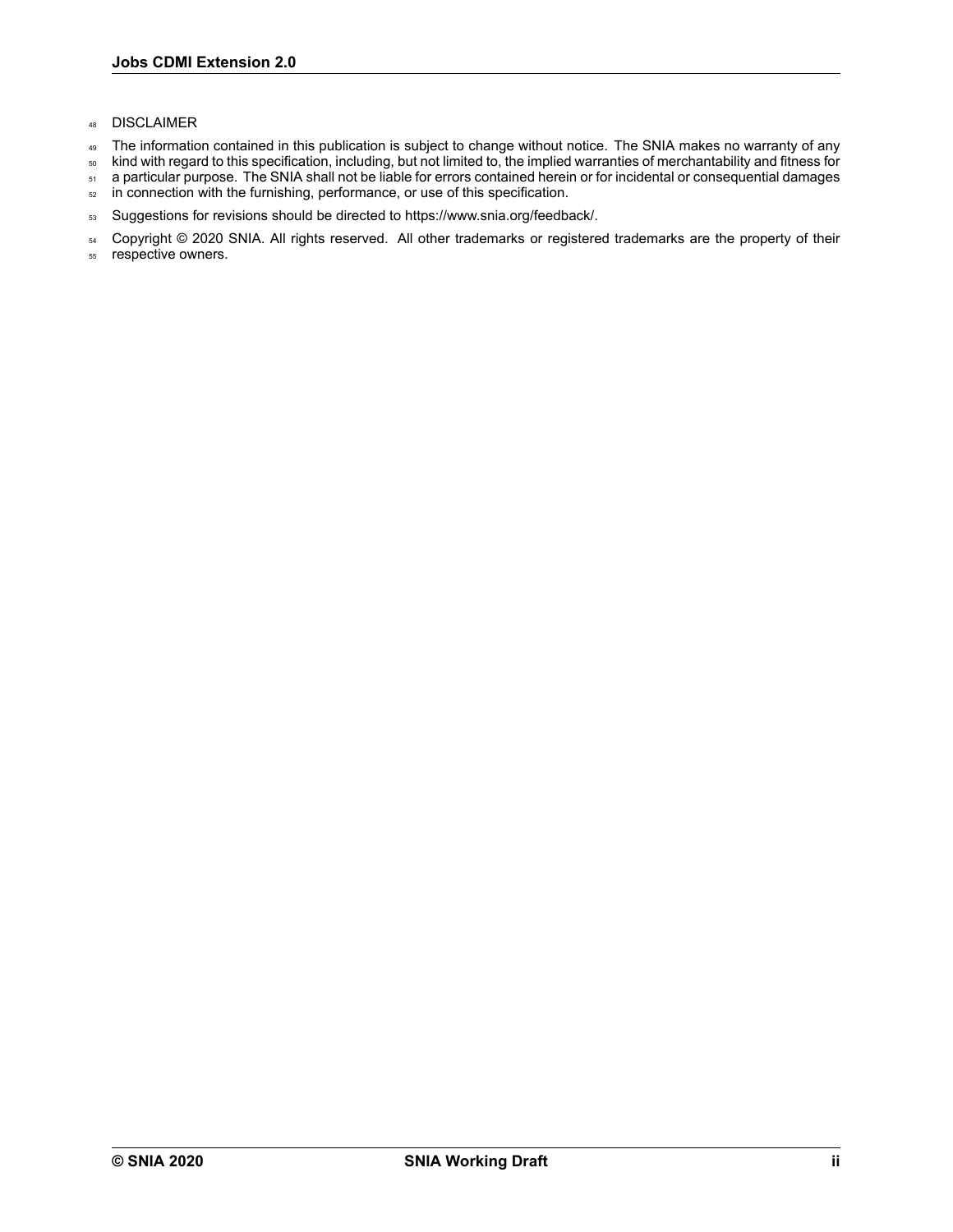DISCLAIMER

The information contained in this publication is subject to change without notice. The SNIA makes no warranty of any kind with regard to this specification, including, but not limited to, the implied warranties of merchantability and fitness for a particular purpose. The SNIA shall not be liable for errors contained herein or for incidental or consequential damages in connection with the furnishing, performance, or use of this specification.

Suggestions for revisions should be directed to https://www.snia.org/feedback/.

Copyright © 2020 SNIA. All rights reserved. All other trademarks or registered trademarks are the property of their respective owners.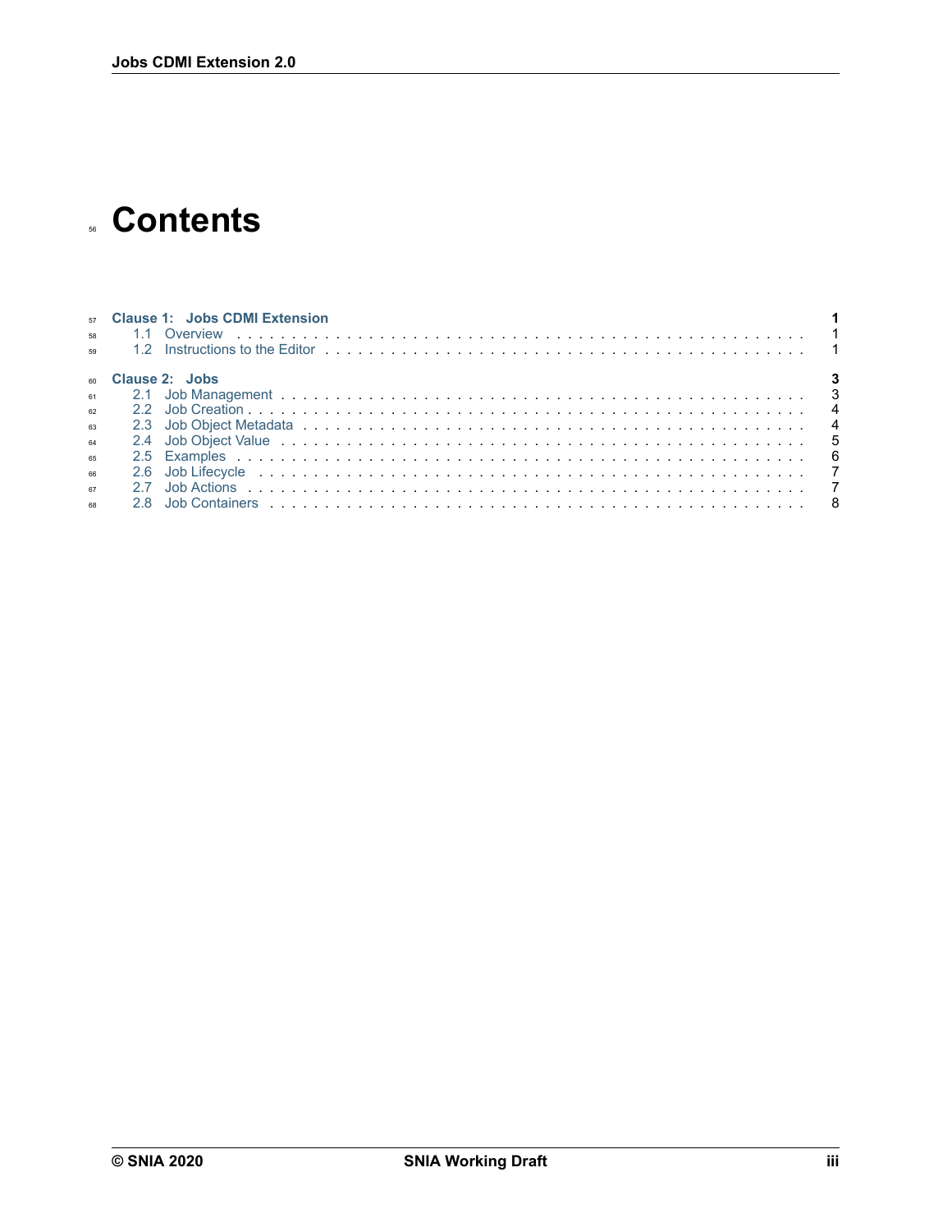# Contents

- **Clause 1: Jobs CDMI Extension** — 1
  - 1.1 Overview — 1
  - 1.2 Instructions to the Editor — 1
- **Clause 2: Jobs** — 3
  - 2.1 Job Management — 3
  - 2.2 Job Creation — 4
  - 2.3 Job Object Metadata — 4
  - 2.4 Job Object Value — 5
  - 2.5 Examples — 6
  - 2.6 Job Lifecycle — 7
  - 2.7 Job Actions — 7
  - 2.8 Job Containers — 8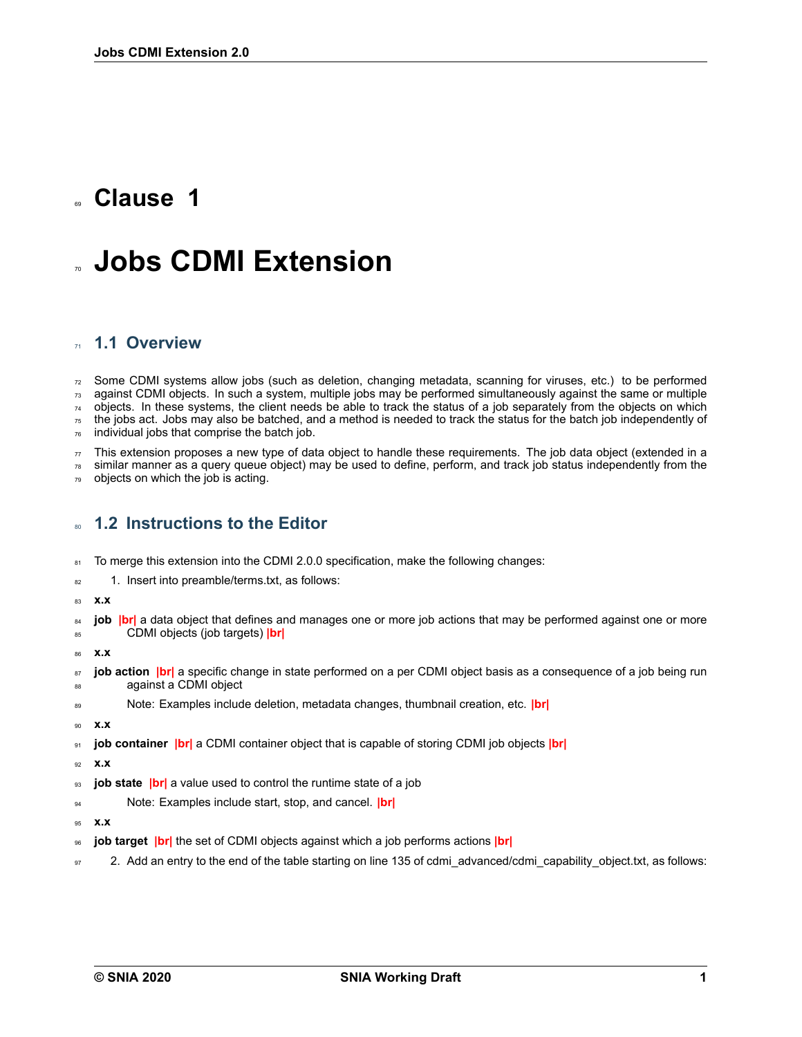# Clause 1

# Jobs CDMI Extension

## 1.1 Overview

Some CDMI systems allow jobs (such as deletion, changing metadata, scanning for viruses, etc.) to be performed against CDMI objects. In such a system, multiple jobs may be performed simultaneously against the same or multiple objects. In these systems, the client needs be able to track the status of a job separately from the objects on which the jobs act. Jobs may also be batched, and a method is needed to track the status for the batch job independently of individual jobs that comprise the batch job.

This extension proposes a new type of data object to handle these requirements. The job data object (extended in a similar manner as a query queue object) may be used to define, perform, and track job status independently from the objects on which the job is acting.

## 1.2 Instructions to the Editor

To merge this extension into the CDMI 2.0.0 specification, make the following changes:

1. Insert into preamble/terms.txt, as follows:

**x.x**

**job** |br| a data object that defines and manages one or more job actions that may be performed against one or more CDMI objects (job targets) |br|

**x.x**

**job action** |br| a specific change in state performed on a per CDMI object basis as a consequence of a job being run against a CDMI object

Note: Examples include deletion, metadata changes, thumbnail creation, etc. |br|

**x.x**

**job container** |br| a CDMI container object that is capable of storing CDMI job objects |br|

**x.x**

**job state** |br| a value used to control the runtime state of a job

Note: Examples include start, stop, and cancel. |br|

**x.x**

**job target** |br| the set of CDMI objects against which a job performs actions |br|

2. Add an entry to the end of the table starting on line 135 of cdmi_advanced/cdmi_capability_object.txt, as follows: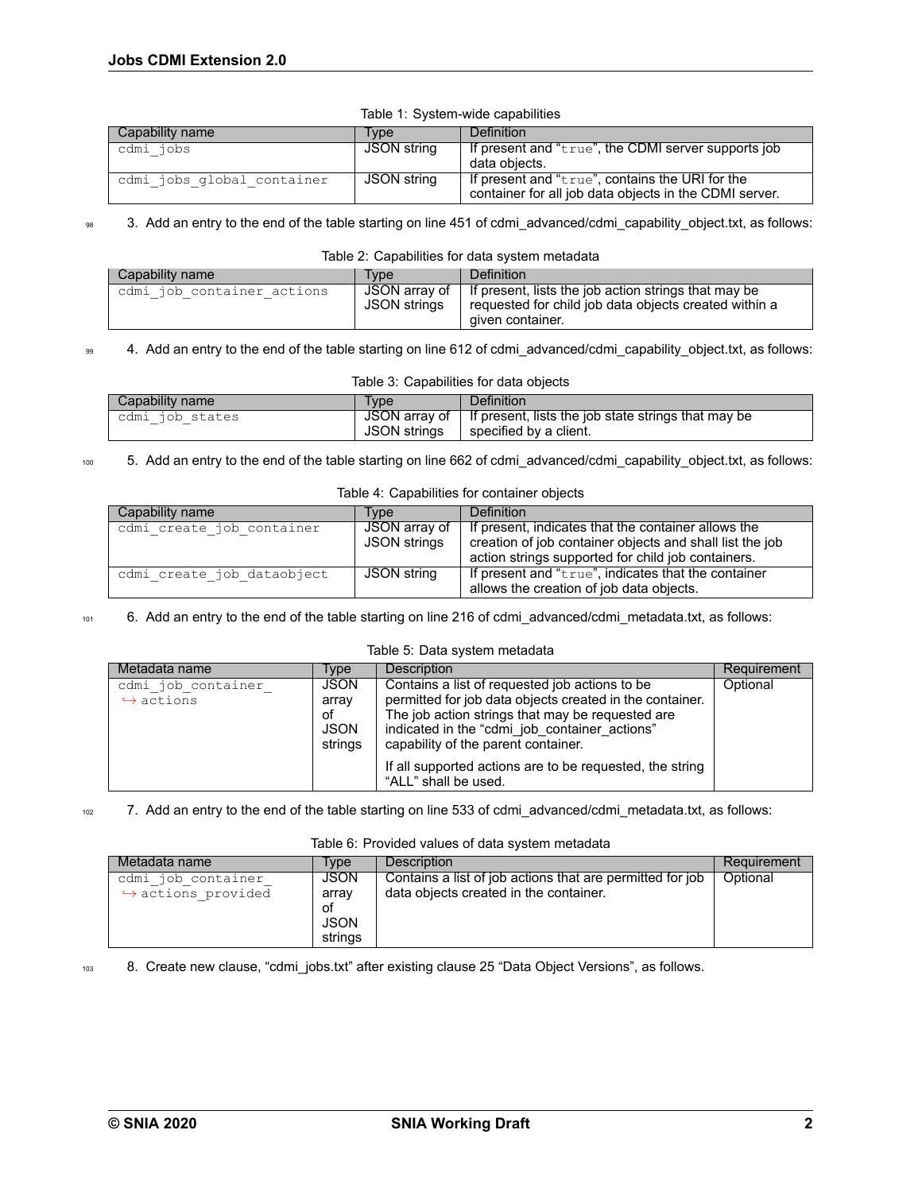Table 1: System-wide capabilities

| Capability name | Type | Definition |
|---|---|---|
| cdmi_jobs | JSON string | If present and "true", the CDMI server supports job data objects. |
| cdmi_jobs_global_container | JSON string | If present and "true", contains the URI for the container for all job data objects in the CDMI server. |

3. Add an entry to the end of the table starting on line 451 of cdmi_advanced/cdmi_capability_object.txt, as follows:

Table 2: Capabilities for data system metadata

| Capability name | Type | Definition |
|---|---|---|
| cdmi_job_container_actions | JSON array of JSON strings | If present, lists the job action strings that may be requested for child job data objects created within a given container. |

4. Add an entry to the end of the table starting on line 612 of cdmi_advanced/cdmi_capability_object.txt, as follows:

Table 3: Capabilities for data objects

| Capability name | Type | Definition |
|---|---|---|
| cdmi_job_states | JSON array of JSON strings | If present, lists the job state strings that may be specified by a client. |

5. Add an entry to the end of the table starting on line 662 of cdmi_advanced/cdmi_capability_object.txt, as follows:

Table 4: Capabilities for container objects

| Capability name | Type | Definition |
|---|---|---|
| cdmi_create_job_container | JSON array of JSON strings | If present, indicates that the container allows the creation of job container objects and shall list the job action strings supported for child job containers. |
| cdmi_create_job_dataobject | JSON string | If present and "true", indicates that the container allows the creation of job data objects. |

6. Add an entry to the end of the table starting on line 216 of cdmi_advanced/cdmi_metadata.txt, as follows:

Table 5: Data system metadata

| Metadata name | Type | Description | Requirement |
|---|---|---|---|
| cdmi_job_container_actions | JSON array of JSON strings | Contains a list of requested job actions to be permitted for job data objects created in the container. The job action strings that may be requested are indicated in the "cdmi_job_container_actions" capability of the parent container. If all supported actions are to be requested, the string "ALL" shall be used. | Optional |

7. Add an entry to the end of the table starting on line 533 of cdmi_advanced/cdmi_metadata.txt, as follows:

Table 6: Provided values of data system metadata

| Metadata name | Type | Description | Requirement |
|---|---|---|---|
| cdmi_job_container_actions_provided | JSON array of JSON strings | Contains a list of job actions that are permitted for job data objects created in the container. | Optional |

8. Create new clause, "cdmi_jobs.txt" after existing clause 25 "Data Object Versions", as follows.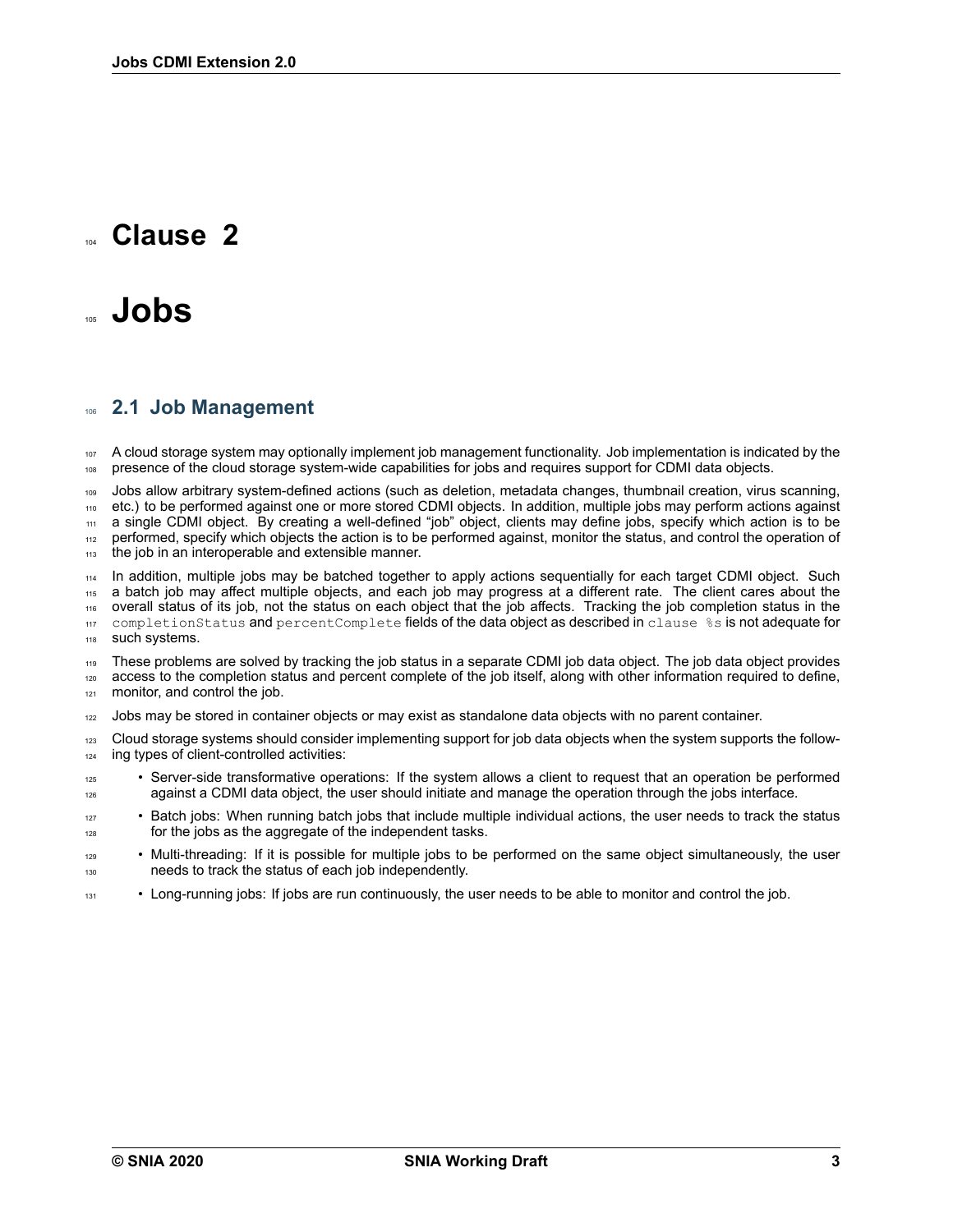# Clause 2

# Jobs

## 2.1 Job Management

A cloud storage system may optionally implement job management functionality. Job implementation is indicated by the presence of the cloud storage system-wide capabilities for jobs and requires support for CDMI data objects.

Jobs allow arbitrary system-defined actions (such as deletion, metadata changes, thumbnail creation, virus scanning, etc.) to be performed against one or more stored CDMI objects. In addition, multiple jobs may perform actions against a single CDMI object. By creating a well-defined "job" object, clients may define jobs, specify which action is to be performed, specify which objects the action is to be performed against, monitor the status, and control the operation of the job in an interoperable and extensible manner.

In addition, multiple jobs may be batched together to apply actions sequentially for each target CDMI object. Such a batch job may affect multiple objects, and each job may progress at a different rate. The client cares about the overall status of its job, not the status on each object that the job affects. Tracking the job completion status in the `completionStatus` and `percentComplete` fields of the data object as described in `clause %s` is not adequate for such systems.

These problems are solved by tracking the job status in a separate CDMI job data object. The job data object provides access to the completion status and percent complete of the job itself, along with other information required to define, monitor, and control the job.

Jobs may be stored in container objects or may exist as standalone data objects with no parent container.

Cloud storage systems should consider implementing support for job data objects when the system supports the following types of client-controlled activities:

- Server-side transformative operations: If the system allows a client to request that an operation be performed against a CDMI data object, the user should initiate and manage the operation through the jobs interface.
- Batch jobs: When running batch jobs that include multiple individual actions, the user needs to track the status for the jobs as the aggregate of the independent tasks.
- Multi-threading: If it is possible for multiple jobs to be performed on the same object simultaneously, the user needs to track the status of each job independently.
- Long-running jobs: If jobs are run continuously, the user needs to be able to monitor and control the job.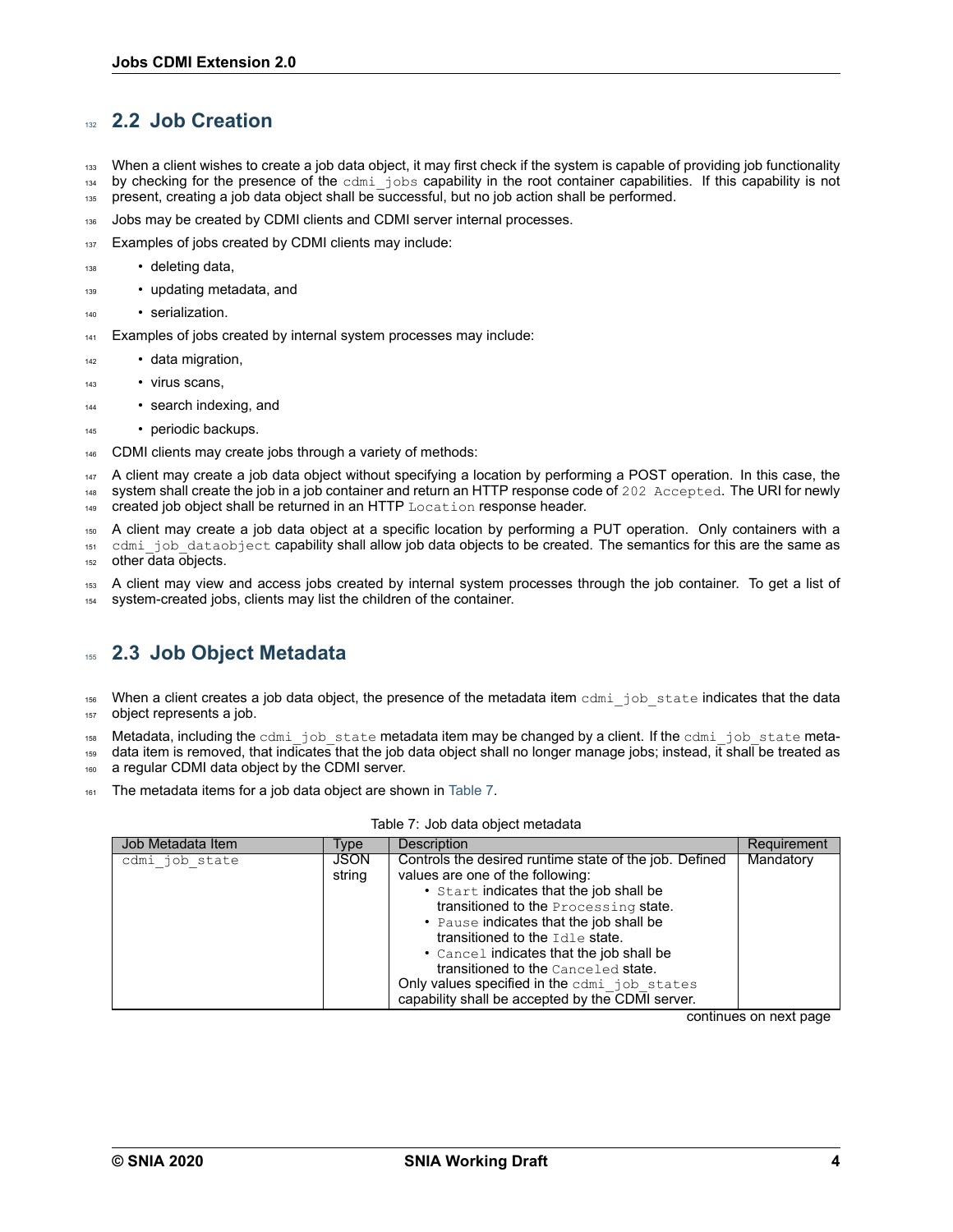## 2.2 Job Creation

When a client wishes to create a job data object, it may first check if the system is capable of providing job functionality by checking for the presence of the `cdmi_jobs` capability in the root container capabilities. If this capability is not present, creating a job data object shall be successful, but no job action shall be performed.

Jobs may be created by CDMI clients and CDMI server internal processes.

Examples of jobs created by CDMI clients may include:

- deleting data,
- updating metadata, and
- serialization.

Examples of jobs created by internal system processes may include:

- data migration,
- virus scans,
- search indexing, and
- periodic backups.

CDMI clients may create jobs through a variety of methods:

A client may create a job data object without specifying a location by performing a POST operation. In this case, the system shall create the job in a job container and return an HTTP response code of `202 Accepted`. The URI for newly created job object shall be returned in an HTTP `Location` response header.

A client may create a job data object at a specific location by performing a PUT operation. Only containers with a `cdmi_job_dataobject` capability shall allow job data objects to be created. The semantics for this are the same as other data objects.

A client may view and access jobs created by internal system processes through the job container. To get a list of system-created jobs, clients may list the children of the container.

## 2.3 Job Object Metadata

When a client creates a job data object, the presence of the metadata item `cdmi_job_state` indicates that the data object represents a job.

Metadata, including the `cdmi_job_state` metadata item may be changed by a client. If the `cdmi_job_state` metadata item is removed, that indicates that the job data object shall no longer manage jobs; instead, it shall be treated as a regular CDMI data object by the CDMI server.

The metadata items for a job data object are shown in Table 7.

Table 7: Job data object metadata

| Job Metadata Item | Type | Description | Requirement |
|---|---|---|---|
| `cdmi_job_state` | JSON string | Controls the desired runtime state of the job. Defined values are one of the following: <br>• `Start` indicates that the job shall be transitioned to the `Processing` state. <br>• `Pause` indicates that the job shall be transitioned to the `Idle` state. <br>• `Cancel` indicates that the job shall be transitioned to the `Canceled` state. <br>Only values specified in the `cdmi_job_states` capability shall be accepted by the CDMI server. | Mandatory |

continues on next page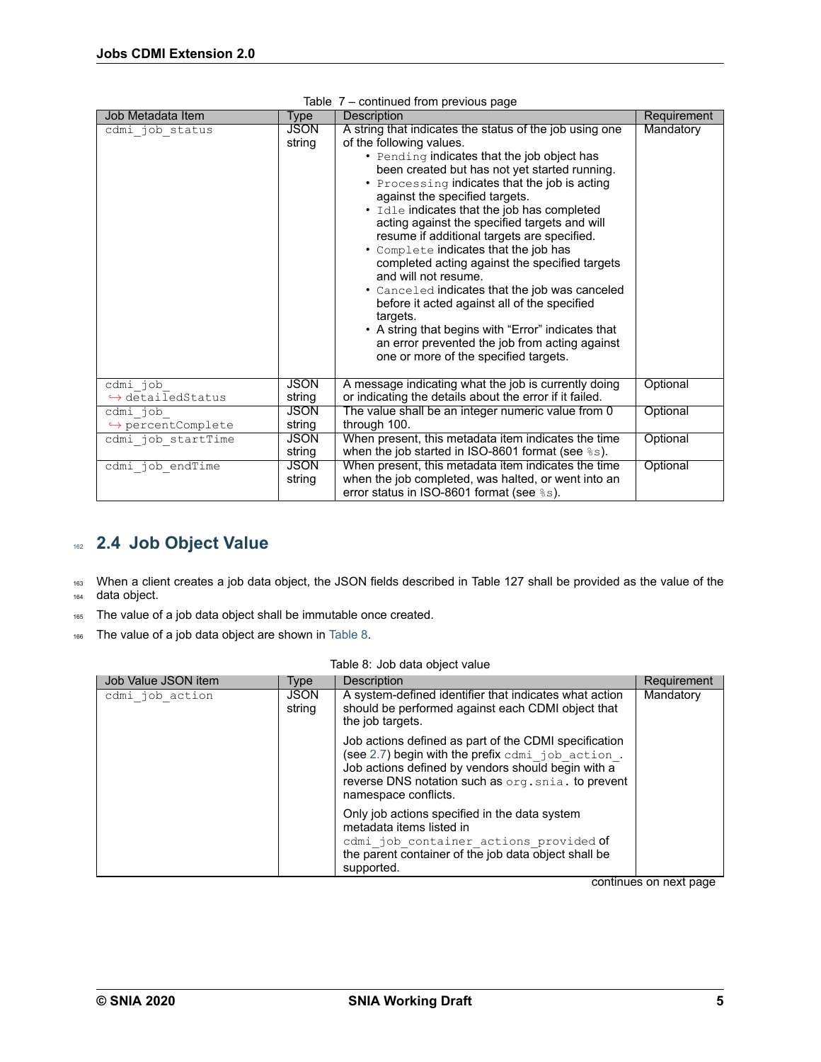Table 7 – continued from previous page

| Job Metadata Item | Type | Description | Requirement |
|---|---|---|---|
| cdmi_job_status | JSON string | A string that indicates the status of the job using one of the following values.<br>• Pending indicates that the job object has been created but has not yet started running.<br>• Processing indicates that the job is acting against the specified targets.<br>• Idle indicates that the job has completed acting against the specified targets and will resume if additional targets are specified.<br>• Complete indicates that the job has completed acting against the specified targets and will not resume.<br>• Canceled indicates that the job was canceled before it acted against all of the specified targets.<br>• A string that begins with "Error" indicates that an error prevented the job from acting against one or more of the specified targets. | Mandatory |
| cdmi_job_detailedStatus | JSON string | A message indicating what the job is currently doing or indicating the details about the error if it failed. | Optional |
| cdmi_job_percentComplete | JSON string | The value shall be an integer numeric value from 0 through 100. | Optional |
| cdmi_job_startTime | JSON string | When present, this metadata item indicates the time when the job started in ISO-8601 format (see %s). | Optional |
| cdmi_job_endTime | JSON string | When present, this metadata item indicates the time when the job completed, was halted, or went into an error status in ISO-8601 format (see %s). | Optional |

## 2.4 Job Object Value

When a client creates a job data object, the JSON fields described in Table 127 shall be provided as the value of the data object.

The value of a job data object shall be immutable once created.

The value of a job data object are shown in Table 8.

Table 8: Job data object value

| Job Value JSON item | Type | Description | Requirement |
|---|---|---|---|
| cdmi_job_action | JSON string | A system-defined identifier that indicates what action should be performed against each CDMI object that the job targets.<br><br>Job actions defined as part of the CDMI specification (see 2.7) begin with the prefix cdmi_job_action_. Job actions defined by vendors should begin with a reverse DNS notation such as org.snia. to prevent namespace conflicts.<br><br>Only job actions specified in the data system metadata items listed in cdmi_job_container_actions_provided of the parent container of the job data object shall be supported. | Mandatory |

continues on next page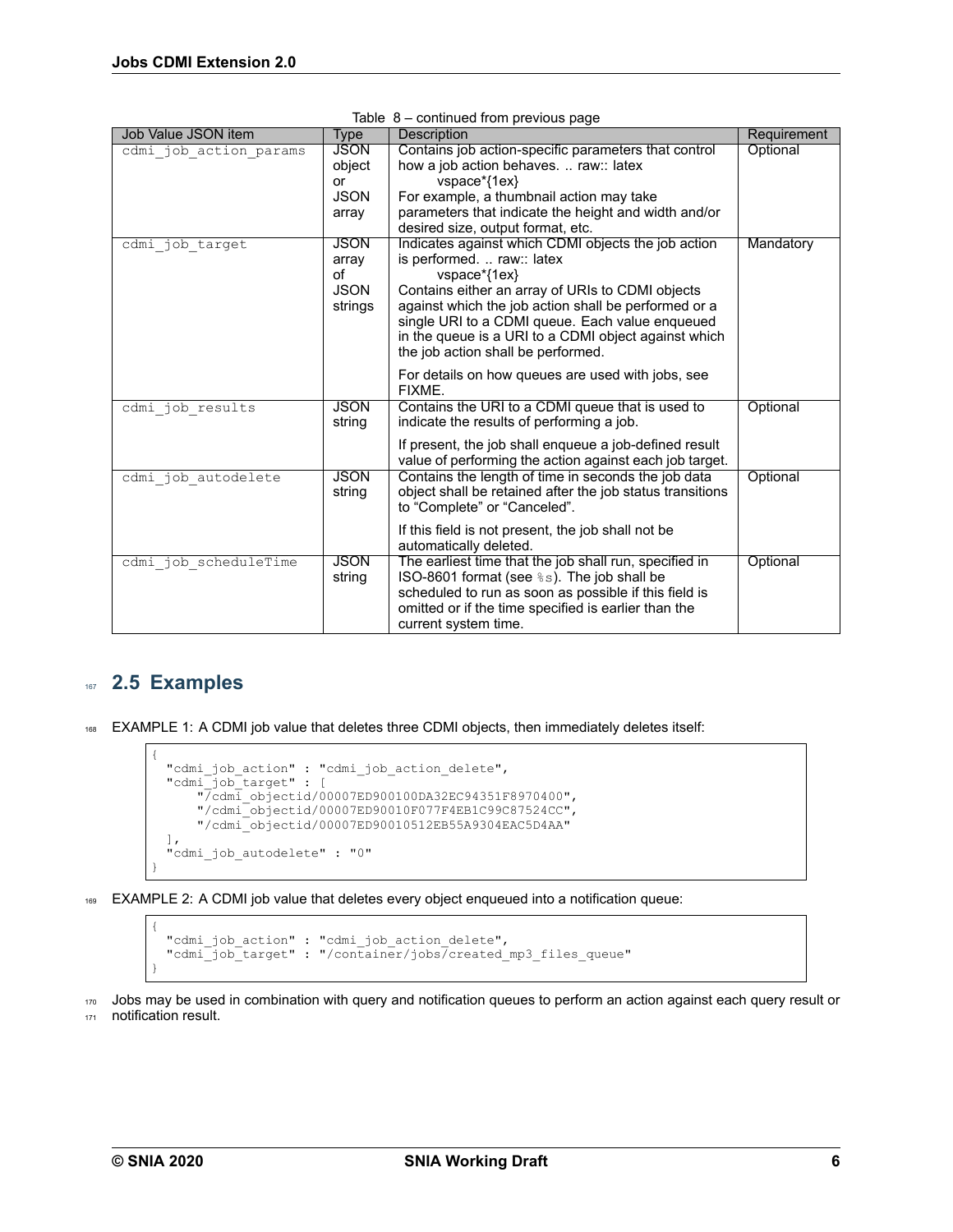Table 8 – continued from previous page

| Job Value JSON item | Type | Description | Requirement |
|---|---|---|---|
| cdmi_job_action_params | JSON object or JSON array | Contains job action-specific parameters that control how a job action behaves. .. raw:: latex vspace*{1ex} For example, a thumbnail action may take parameters that indicate the height and width and/or desired size, output format, etc. | Optional |
| cdmi_job_target | JSON array of JSON strings | Indicates against which CDMI objects the job action is performed. .. raw:: latex vspace*{1ex} Contains either an array of URIs to CDMI objects against which the job action shall be performed or a single URI to a CDMI queue. Each value enqueued in the queue is a URI to a CDMI object against which the job action shall be performed. For details on how queues are used with jobs, see FIXME. | Mandatory |
| cdmi_job_results | JSON string | Contains the URI to a CDMI queue that is used to indicate the results of performing a job. If present, the job shall enqueue a job-defined result value of performing the action against each job target. | Optional |
| cdmi_job_autodelete | JSON string | Contains the length of time in seconds the job data object shall be retained after the job status transitions to "Complete" or "Canceled". If this field is not present, the job shall not be automatically deleted. | Optional |
| cdmi_job_scheduleTime | JSON string | The earliest time that the job shall run, specified in ISO-8601 format (see %s). The job shall be scheduled to run as soon as possible if this field is omitted or if the time specified is earlier than the current system time. | Optional |

## 2.5 Examples

EXAMPLE 1: A CDMI job value that deletes three CDMI objects, then immediately deletes itself:

```
{
  "cdmi_job_action" : "cdmi_job_action_delete",
  "cdmi_job_target" : [
      "/cdmi_objectid/00007ED900100DA32EC94351F8970400",
      "/cdmi_objectid/00007ED90010F077F4EB1C99C87524CC",
      "/cdmi_objectid/00007ED90010512EB55A9304EAC5D4AA"
  ],
  "cdmi_job_autodelete" : "0"
}
```

EXAMPLE 2: A CDMI job value that deletes every object enqueued into a notification queue:

```
{
  "cdmi_job_action" : "cdmi_job_action_delete",
  "cdmi_job_target" : "/container/jobs/created_mp3_files_queue"
}
```

Jobs may be used in combination with query and notification queues to perform an action against each query result or notification result.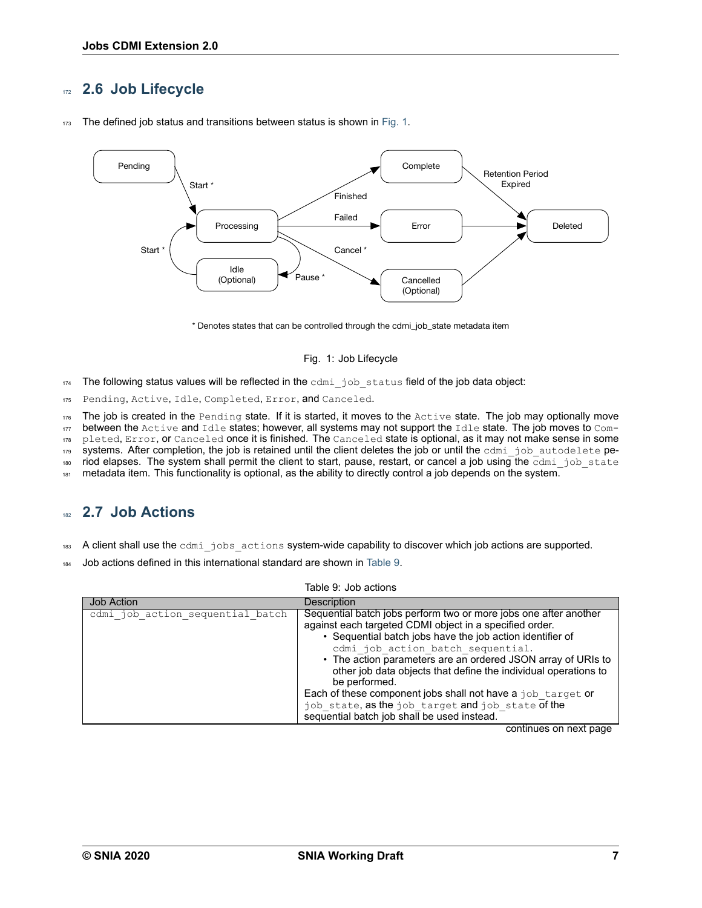## 2.6 Job Lifecycle

The defined job status and transitions between status is shown in Fig. 1.

Fig. 1: Job Lifecycle

The following status values will be reflected in the `cdmi_job_status` field of the job data object:

`Pending`, `Active`, `Idle`, `Completed`, `Error`, and `Canceled`.

The job is created in the `Pending` state. If it is started, it moves to the `Active` state. The job may optionally move between the `Active` and `Idle` states; however, all systems may not support the `Idle` state. The job moves to `Completed`, `Error`, or `Canceled` once it is finished. The `Canceled` state is optional, as it may not make sense in some systems. After completion, the job is retained until the client deletes the job or until the `cdmi_job_autodelete` period elapses. The system shall permit the client to start, pause, restart, or cancel a job using the `cdmi_job_state` metadata item. This functionality is optional, as the ability to directly control a job depends on the system.

## 2.7 Job Actions

A client shall use the `cdmi_jobs_actions` system-wide capability to discover which job actions are supported.

Job actions defined in this international standard are shown in Table 9.

Table 9: Job actions

| Job Action | Description |
|---|---|
| `cdmi_job_action_sequential_batch` | Sequential batch jobs perform two or more jobs one after another against each targeted CDMI object in a specified order.<br>• Sequential batch jobs have the job action identifier of `cdmi_job_action_batch_sequential`.<br>• The action parameters are an ordered JSON array of URIs to other job data objects that define the individual operations to be performed.<br>Each of these component jobs shall not have a `job_target` or `job_state`, as the `job_target` and `job_state` of the sequential batch job shall be used instead. |

continues on next page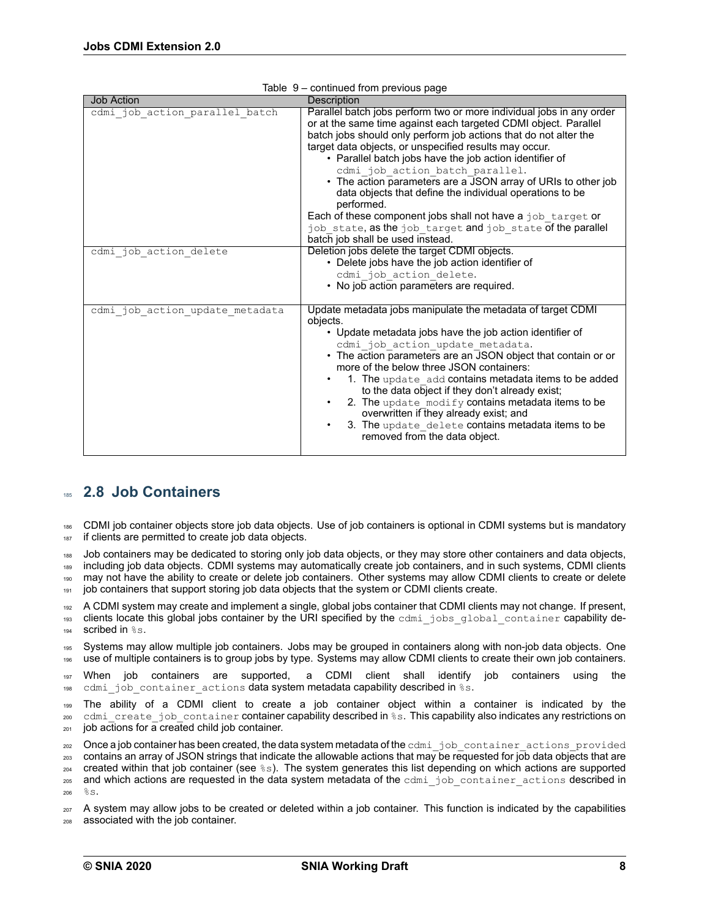Table 9 – continued from previous page

| Job Action | Description |
|---|---|
| `cdmi_job_action_parallel_batch` | Parallel batch jobs perform two or more individual jobs in any order or at the same time against each targeted CDMI object. Parallel batch jobs should only perform job actions that do not alter the target data objects, or unspecified results may occur.<br>• Parallel batch jobs have the job action identifier of `cdmi_job_action_batch_parallel`.<br>• The action parameters are a JSON array of URIs to other job data objects that define the individual operations to be performed.<br>Each of these component jobs shall not have a `job_target` or `job_state`, as the `job_target` and `job_state` of the parallel batch job shall be used instead. |
| `cdmi_job_action_delete` | Deletion jobs delete the target CDMI objects.<br>• Delete jobs have the job action identifier of `cdmi_job_action_delete`.<br>• No job action parameters are required. |
| `cdmi_job_action_update_metadata` | Update metadata jobs manipulate the metadata of target CDMI objects.<br>• Update metadata jobs have the job action identifier of `cdmi_job_action_update_metadata`.<br>• The action parameters are an JSON object that contain or or more of the below three JSON containers:<br>• 1. The `update_add` contains metadata items to be added to the data object if they don't already exist;<br>• 2. The `update_modify` contains metadata items to be overwritten if they already exist; and<br>• 3. The `update_delete` contains metadata items to be removed from the data object. |

## 2.8 Job Containers

CDMI job container objects store job data objects. Use of job containers is optional in CDMI systems but is mandatory if clients are permitted to create job data objects.

Job containers may be dedicated to storing only job data objects, or they may store other containers and data objects, including job data objects. CDMI systems may automatically create job containers, and in such systems, CDMI clients may not have the ability to create or delete job containers. Other systems may allow CDMI clients to create or delete job containers that support storing job data objects that the system or CDMI clients create.

A CDMI system may create and implement a single, global jobs container that CDMI clients may not change. If present, clients locate this global jobs container by the URI specified by the `cdmi_jobs_global_container` capability described in %s.

Systems may allow multiple job containers. Jobs may be grouped in containers along with non-job data objects. One use of multiple containers is to group jobs by type. Systems may allow CDMI clients to create their own job containers.

When job containers are supported, a CDMI client shall identify job containers using the `cdmi_job_container_actions` data system metadata capability described in %s.

The ability of a CDMI client to create a job container object within a container is indicated by the `cdmi_create_job_container` container capability described in %s. This capability also indicates any restrictions on job actions for a created child job container.

Once a job container has been created, the data system metadata of the `cdmi_job_container_actions_provided` contains an array of JSON strings that indicate the allowable actions that may be requested for job data objects that are created within that job container (see %s). The system generates this list depending on which actions are supported and which actions are requested in the data system metadata of the `cdmi_job_container_actions` described in %s.

A system may allow jobs to be created or deleted within a job container. This function is indicated by the capabilities associated with the job container.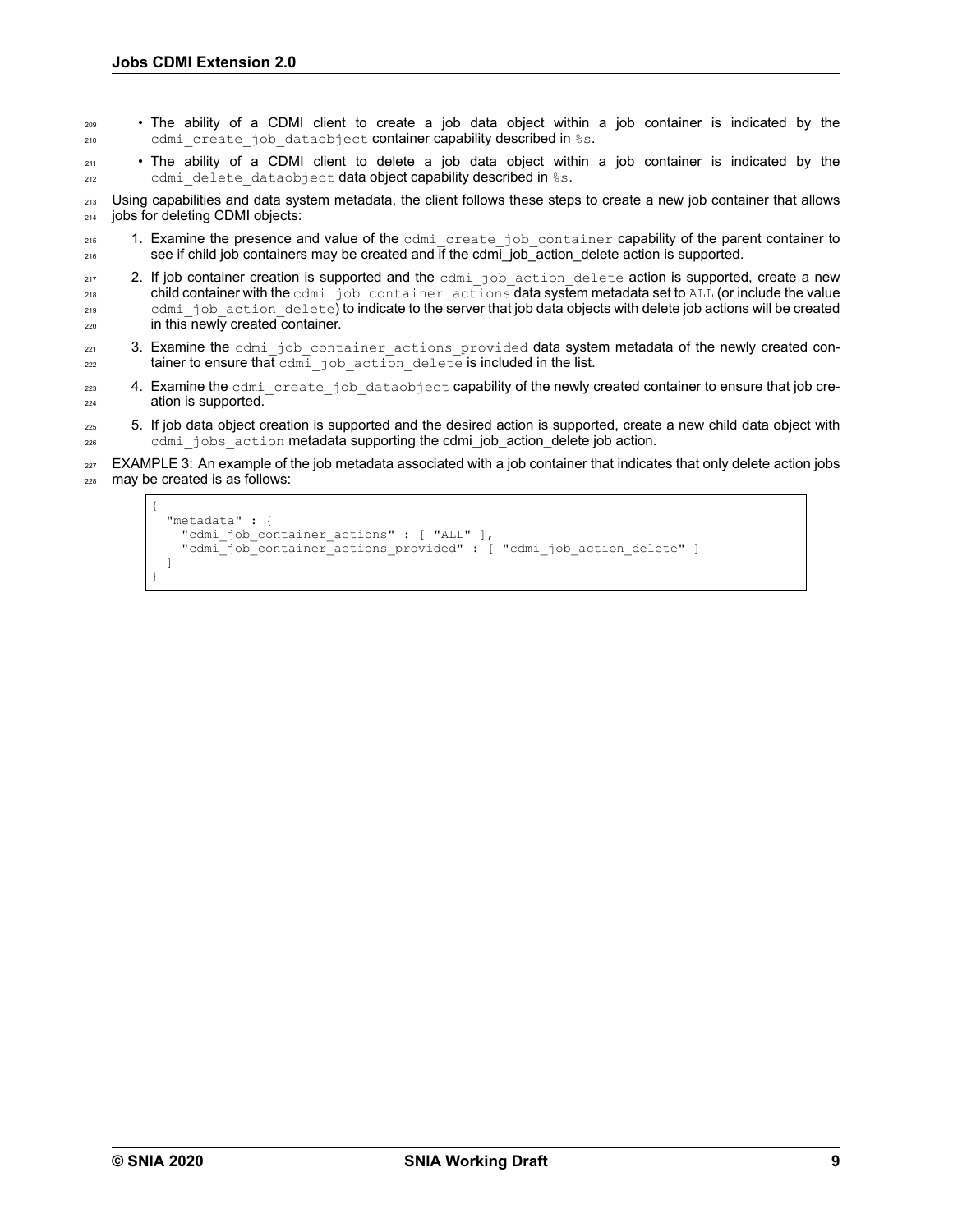- The ability of a CDMI client to create a job data object within a job container is indicated by the `cdmi_create_job_dataobject` container capability described in %s.
- The ability of a CDMI client to delete a job data object within a job container is indicated by the `cdmi_delete_dataobject` data object capability described in %s.

Using capabilities and data system metadata, the client follows these steps to create a new job container that allows jobs for deleting CDMI objects:

1. Examine the presence and value of the `cdmi_create_job_container` capability of the parent container to see if child job containers may be created and if the cdmi_job_action_delete action is supported.
2. If job container creation is supported and the `cdmi_job_action_delete` action is supported, create a new child container with the `cdmi_job_container_actions` data system metadata set to `ALL` (or include the value `cdmi_job_action_delete`) to indicate to the server that job data objects with delete job actions will be created in this newly created container.
3. Examine the `cdmi_job_container_actions_provided` data system metadata of the newly created container to ensure that `cdmi_job_action_delete` is included in the list.
4. Examine the `cdmi_create_job_dataobject` capability of the newly created container to ensure that job creation is supported.
5. If job data object creation is supported and the desired action is supported, create a new child data object with `cdmi_jobs_action` metadata supporting the cdmi_job_action_delete job action.

EXAMPLE 3: An example of the job metadata associated with a job container that indicates that only delete action jobs may be created is as follows:

```
{
  "metadata" : {
    "cdmi_job_container_actions" : [ "ALL" ],
    "cdmi_job_container_actions_provided" : [ "cdmi_job_action_delete" ]
  ]
}
```